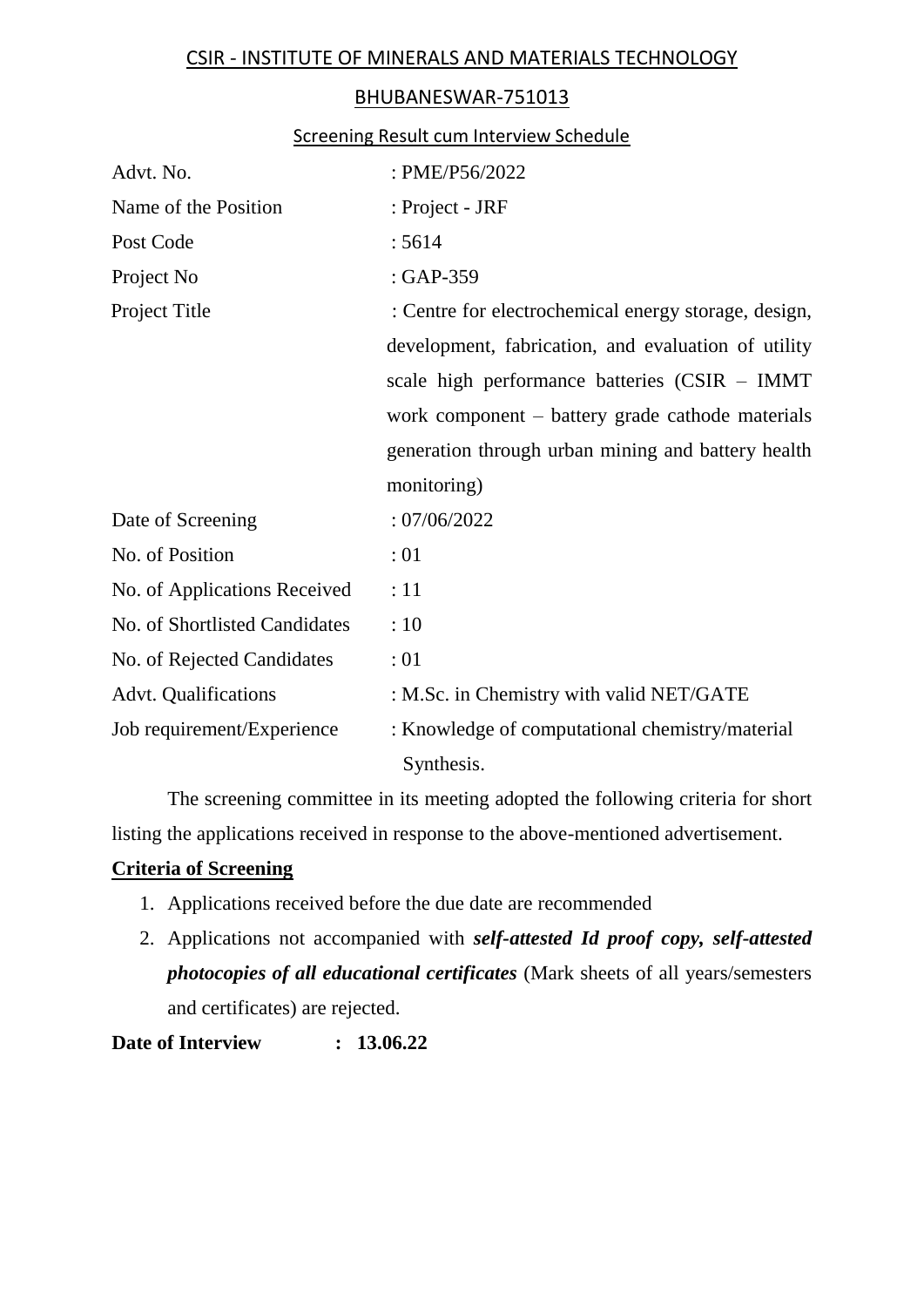# CSIR - INSTITUTE OF MINERALS AND MATERIALS TECHNOLOGY

## BHUBANESWAR-751013

### Screening Result cum Interview Schedule

| | |
|---|---|
| Advt. No. | : PME/P56/2022 |
| Name of the Position | : Project - JRF |
| Post Code | : 5614 |
| Project No | : GAP-359 |
| Project Title | : Centre for electrochemical energy storage, design, development, fabrication, and evaluation of utility scale high performance batteries (CSIR – IMMT work component – battery grade cathode materials generation through urban mining and battery health monitoring) |
| Date of Screening | : 07/06/2022 |
| No. of Position | : 01 |
| No. of Applications Received | : 11 |
| No. of Shortlisted Candidates | : 10 |
| No. of Rejected Candidates | : 01 |
| Advt. Qualifications | : M.Sc. in Chemistry with valid NET/GATE |
| Job requirement/Experience | : Knowledge of computational chemistry/material Synthesis. |

The screening committee in its meeting adopted the following criteria for short listing the applications received in response to the above-mentioned advertisement.

**Criteria of Screening**

1. Applications received before the due date are recommended
2. Applications not accompanied with ***self-attested Id proof copy, self-attested photocopies of all educational certificates*** (Mark sheets of all years/semesters and certificates) are rejected.

**Date of Interview : 13.06.22**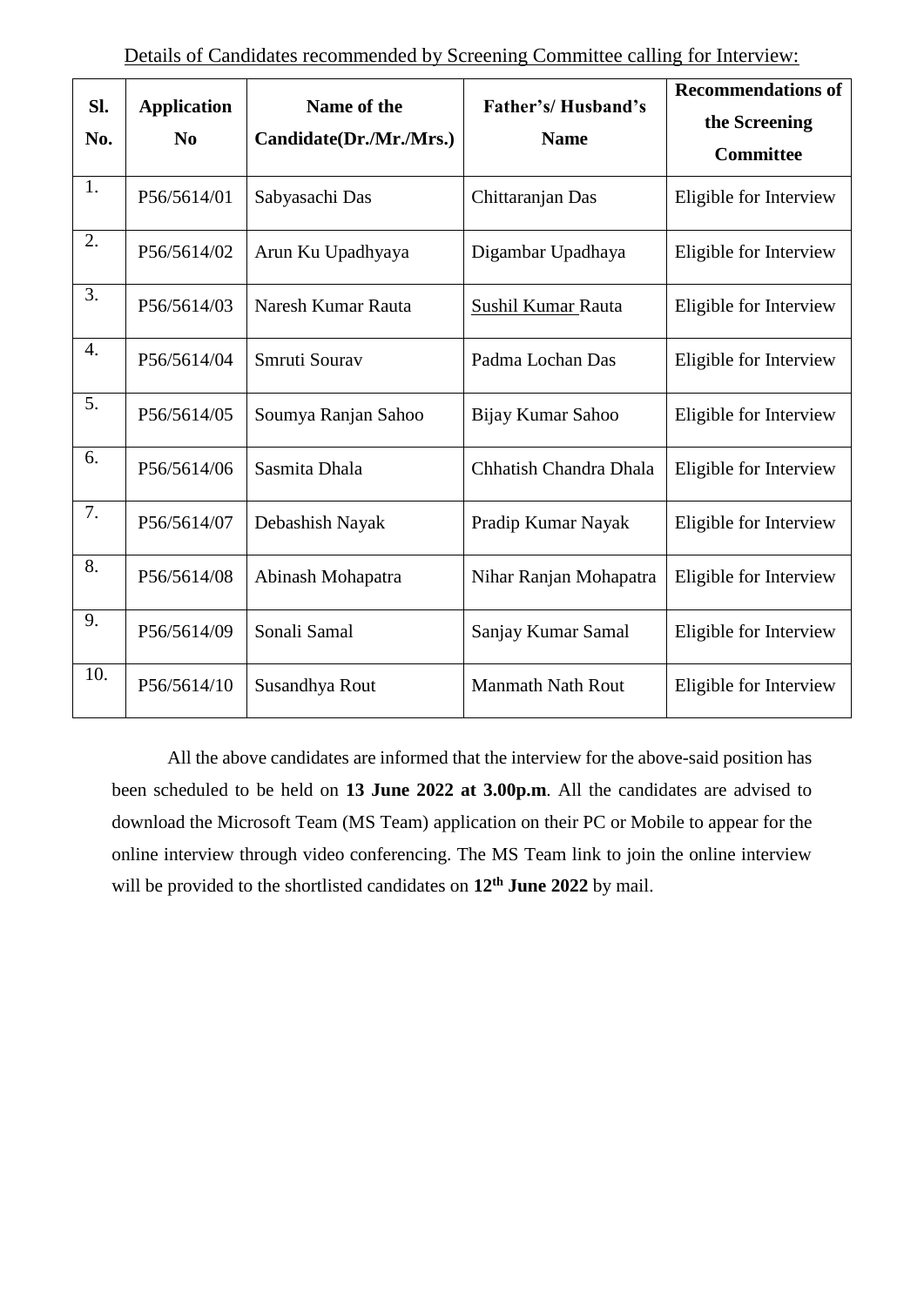Details of Candidates recommended by Screening Committee calling for Interview:

| Sl. No. | Application No | Name of the Candidate(Dr./Mr./Mrs.) | Father's/ Husband's Name | Recommendations of the Screening Committee |
|---|---|---|---|---|
| 1. | P56/5614/01 | Sabyasachi Das | Chittaranjan Das | Eligible for Interview |
| 2. | P56/5614/02 | Arun Ku Upadhyaya | Digambar Upadhaya | Eligible for Interview |
| 3. | P56/5614/03 | Naresh Kumar Rauta | Sushil Kumar Rauta | Eligible for Interview |
| 4. | P56/5614/04 | Smruti Sourav | Padma Lochan Das | Eligible for Interview |
| 5. | P56/5614/05 | Soumya Ranjan Sahoo | Bijay Kumar Sahoo | Eligible for Interview |
| 6. | P56/5614/06 | Sasmita Dhala | Chhatish Chandra Dhala | Eligible for Interview |
| 7. | P56/5614/07 | Debashish Nayak | Pradip Kumar Nayak | Eligible for Interview |
| 8. | P56/5614/08 | Abinash Mohapatra | Nihar Ranjan Mohapatra | Eligible for Interview |
| 9. | P56/5614/09 | Sonali Samal | Sanjay Kumar Samal | Eligible for Interview |
| 10. | P56/5614/10 | Susandhya Rout | Manmath Nath Rout | Eligible for Interview |

All the above candidates are informed that the interview for the above-said position has been scheduled to be held on **13 June 2022 at 3.00p.m**. All the candidates are advised to download the Microsoft Team (MS Team) application on their PC or Mobile to appear for the online interview through video conferencing. The MS Team link to join the online interview will be provided to the shortlisted candidates on **12th June 2022** by mail.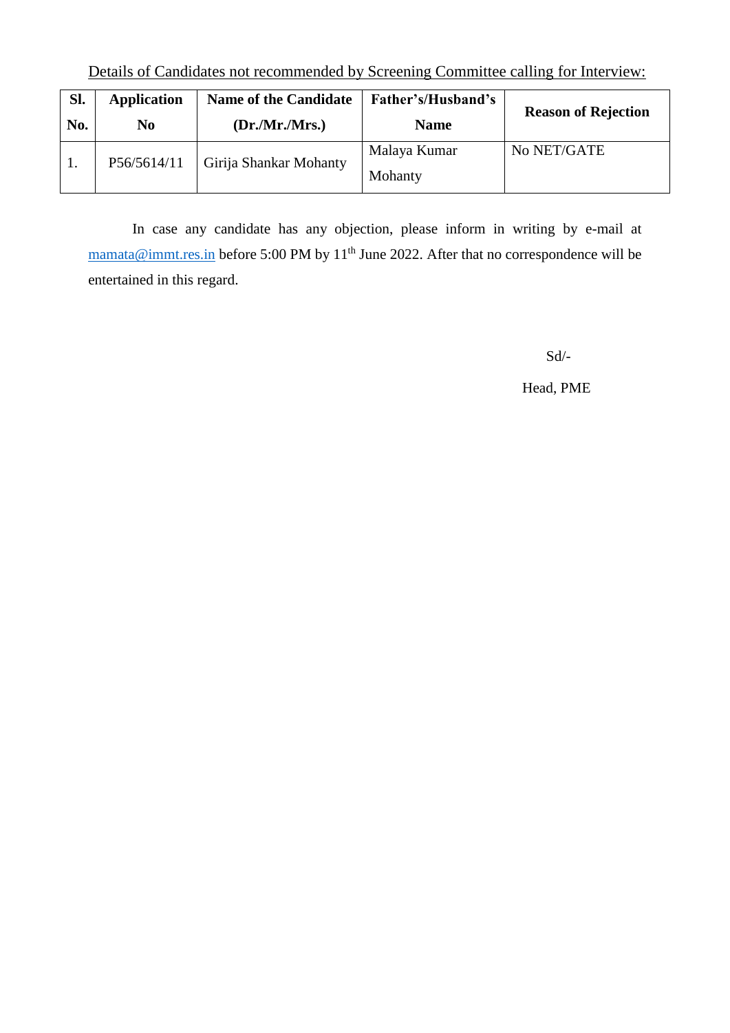Details of Candidates not recommended by Screening Committee calling for Interview:

| Sl. No. | Application No | Name of the Candidate (Dr./Mr./Mrs.) | Father's/Husband's Name | Reason of Rejection |
|---|---|---|---|---|
| 1. | P56/5614/11 | Girija Shankar Mohanty | Malaya Kumar Mohanty | No NET/GATE |

In case any candidate has any objection, please inform in writing by e-mail at mamata@immt.res.in before 5:00 PM by 11th June 2022. After that no correspondence will be entertained in this regard.

Sd/-

Head, PME